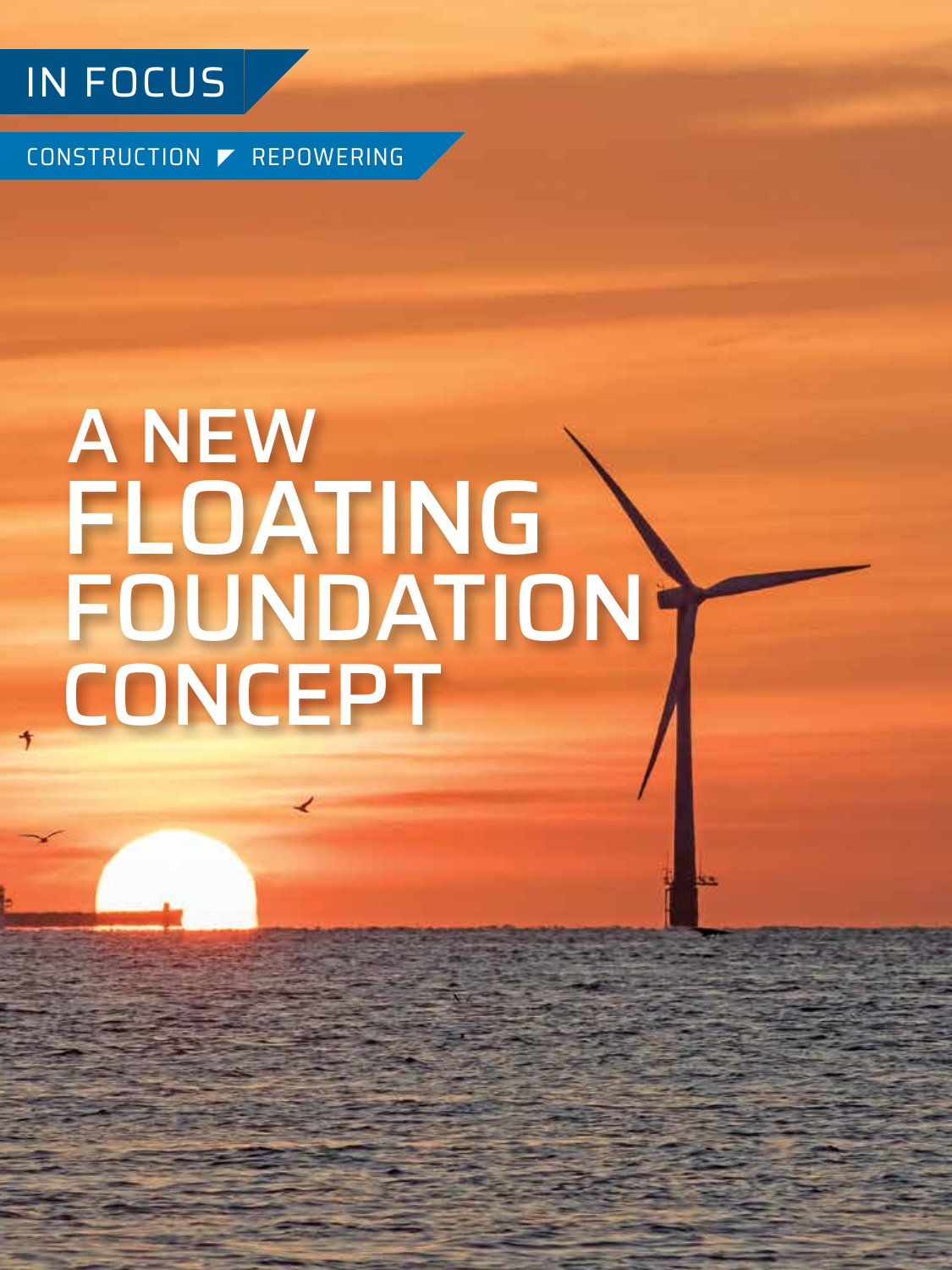IN FOCUS

CONSTRUCTION ◤ REPOWERING

# A NEW FLOATING FOUNDATION CONCEPT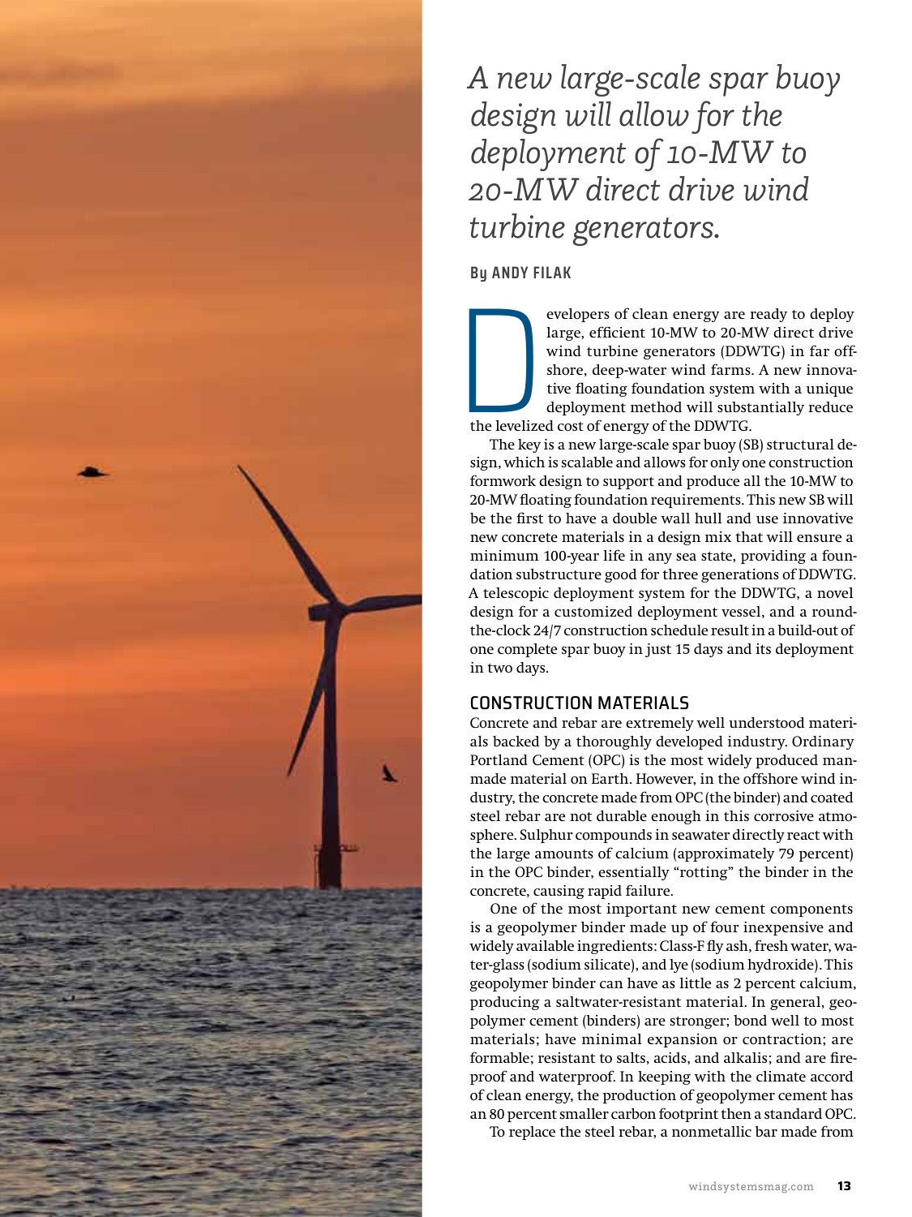*A new large-scale spar buoy design will allow for the deployment of 10-MW to 20-MW direct drive wind turbine generators.*

**By ANDY FILAK**

Developers of clean energy are ready to deploy large, efficient 10-MW to 20-MW direct drive wind turbine generators (DDWTG) in far offshore, deep-water wind farms. A new innovative floating foundation system with a unique deployment method will substantially reduce the levelized cost of energy of the DDWTG.

The key is a new large-scale spar buoy (SB) structural design, which is scalable and allows for only one construction formwork design to support and produce all the 10-MW to 20-MW floating foundation requirements. This new SB will be the first to have a double wall hull and use innovative new concrete materials in a design mix that will ensure a minimum 100-year life in any sea state, providing a foundation substructure good for three generations of DDWTG. A telescopic deployment system for the DDWTG, a novel design for a customized deployment vessel, and a round-the-clock 24/7 construction schedule result in a build-out of one complete spar buoy in just 15 days and its deployment in two days.

## CONSTRUCTION MATERIALS

Concrete and rebar are extremely well understood materials backed by a thoroughly developed industry. Ordinary Portland Cement (OPC) is the most widely produced man-made material on Earth. However, in the offshore wind industry, the concrete made from OPC (the binder) and coated steel rebar are not durable enough in this corrosive atmosphere. Sulphur compounds in seawater directly react with the large amounts of calcium (approximately 79 percent) in the OPC binder, essentially "rotting" the binder in the concrete, causing rapid failure.

One of the most important new cement components is a geopolymer binder made up of four inexpensive and widely available ingredients: Class-F fly ash, fresh water, water-glass (sodium silicate), and lye (sodium hydroxide). This geopolymer binder can have as little as 2 percent calcium, producing a saltwater-resistant material. In general, geopolymer cement (binders) are stronger; bond well to most materials; have minimal expansion or contraction; are formable; resistant to salts, acids, and alkalis; and are fireproof and waterproof. In keeping with the climate accord of clean energy, the production of geopolymer cement has an 80 percent smaller carbon footprint then a standard OPC.

To replace the steel rebar, a nonmetallic bar made from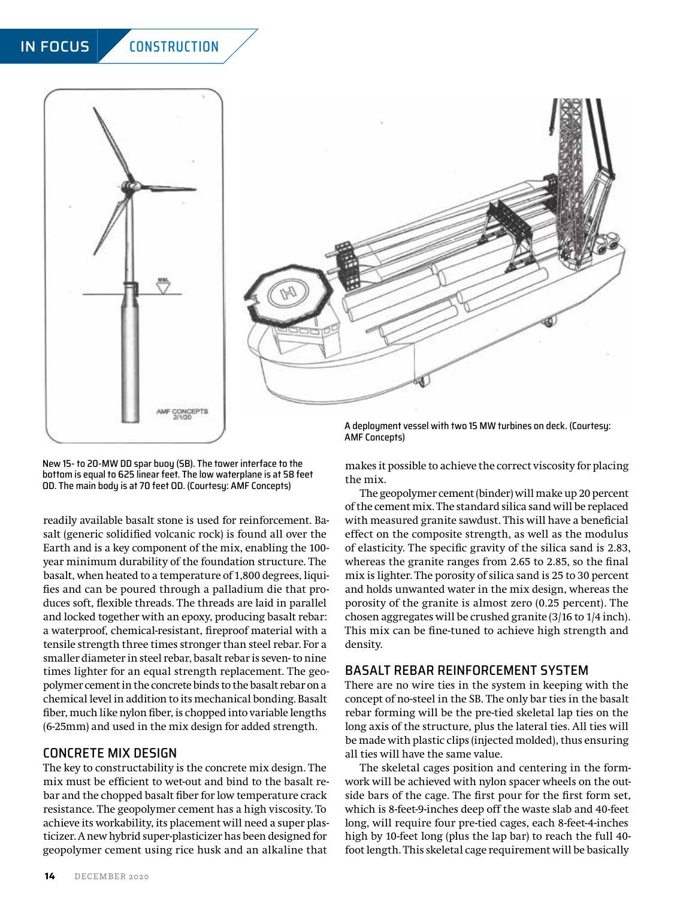A deployment vessel with two 15 MW turbines on deck. (Courtesy: AMF Concepts)

New 15- to 20-MW DD spar buoy (SB). The tower interface to the bottom is equal to 625 linear feet. The low waterplane is at 58 feet OD. The main body is at 70 feet OD. (Courtesy: AMF Concepts)

readily available basalt stone is used for reinforcement. Basalt (generic solidified volcanic rock) is found all over the Earth and is a key component of the mix, enabling the 100-year minimum durability of the foundation structure. The basalt, when heated to a temperature of 1,800 degrees, liquifies and can be poured through a palladium die that produces soft, flexible threads. The threads are laid in parallel and locked together with an epoxy, producing basalt rebar: a waterproof, chemical-resistant, fireproof material with a tensile strength three times stronger than steel rebar. For a smaller diameter in steel rebar, basalt rebar is seven- to nine times lighter for an equal strength replacement. The geopolymer cement in the concrete binds to the basalt rebar on a chemical level in addition to its mechanical bonding. Basalt fiber, much like nylon fiber, is chopped into variable lengths (6-25mm) and used in the mix design for added strength.

## CONCRETE MIX DESIGN

The key to constructability is the concrete mix design. The mix must be efficient to wet-out and bind to the basalt rebar and the chopped basalt fiber for low temperature crack resistance. The geopolymer cement has a high viscosity. To achieve its workability, its placement will need a super plasticizer. A new hybrid super-plasticizer has been designed for geopolymer cement using rice husk and an alkaline that makes it possible to achieve the correct viscosity for placing the mix.

The geopolymer cement (binder) will make up 20 percent of the cement mix. The standard silica sand will be replaced with measured granite sawdust. This will have a beneficial effect on the composite strength, as well as the modulus of elasticity. The specific gravity of the silica sand is 2.83, whereas the granite ranges from 2.65 to 2.85, so the final mix is lighter. The porosity of silica sand is 25 to 30 percent and holds unwanted water in the mix design, whereas the porosity of the granite is almost zero (0.25 percent). The chosen aggregates will be crushed granite (3/16 to 1/4 inch). This mix can be fine-tuned to achieve high strength and density.

## BASALT REBAR REINFORCEMENT SYSTEM

There are no wire ties in the system in keeping with the concept of no-steel in the SB. The only bar ties in the basalt rebar forming will be the pre-tied skeletal lap ties on the long axis of the structure, plus the lateral ties. All ties will be made with plastic clips (injected molded), thus ensuring all ties will have the same value.

The skeletal cages position and centering in the formwork will be achieved with nylon spacer wheels on the outside bars of the cage. The first pour for the first form set, which is 8-feet-9-inches deep off the waste slab and 40-feet long, will require four pre-tied cages, each 8-feet-4-inches high by 10-feet long (plus the lap bar) to reach the full 40-foot length. This skeletal cage requirement will be basically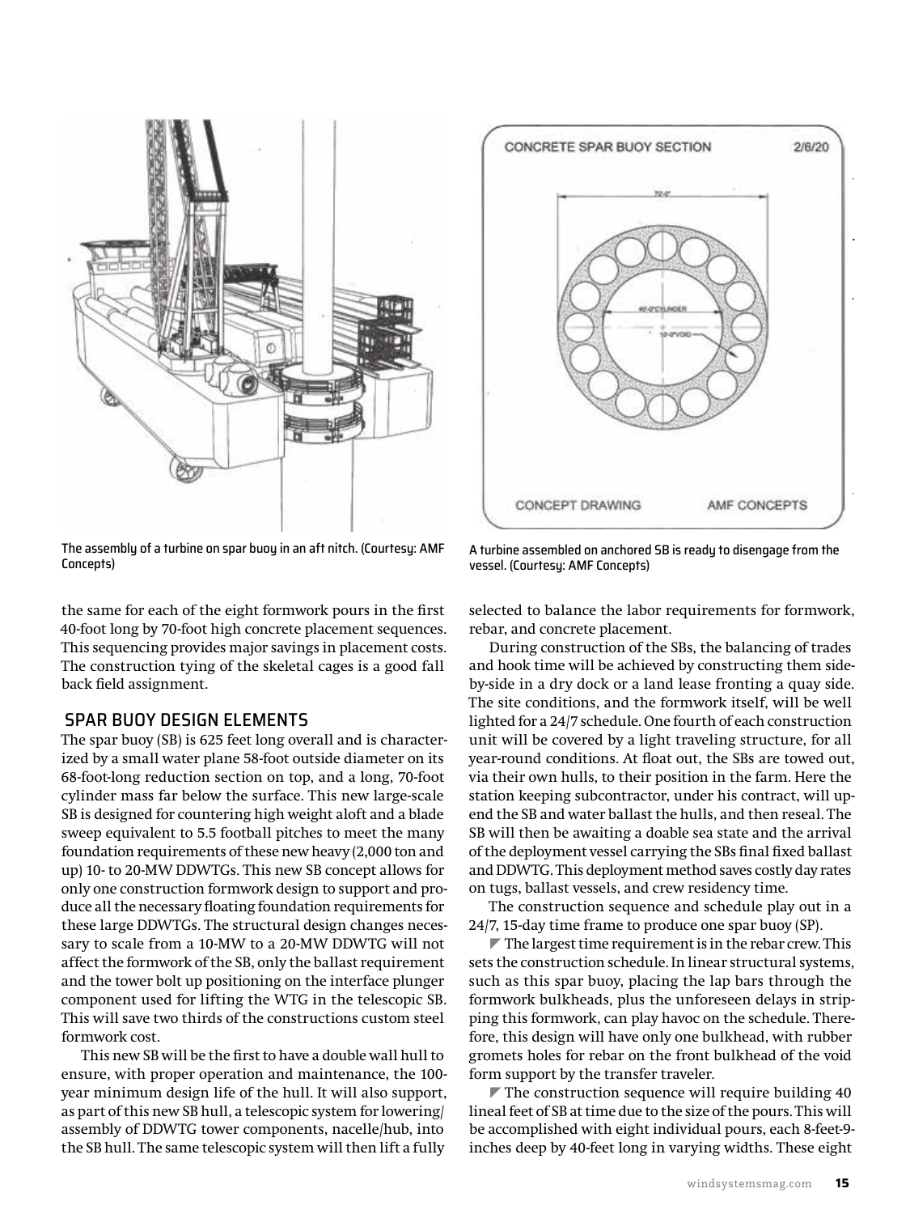The assembly of a turbine on spar buoy in an aft nitch. (Courtesy: AMF Concepts)

A turbine assembled on anchored SB is ready to disengage from the vessel. (Courtesy: AMF Concepts)

the same for each of the eight formwork pours in the first 40-foot long by 70-foot high concrete placement sequences. This sequencing provides major savings in placement costs. The construction tying of the skeletal cages is a good fall back field assignment.

## SPAR BUOY DESIGN ELEMENTS

The spar buoy (SB) is 625 feet long overall and is characterized by a small water plane 58-foot outside diameter on its 68-foot-long reduction section on top, and a long, 70-foot cylinder mass far below the surface. This new large-scale SB is designed for countering high weight aloft and a blade sweep equivalent to 5.5 football pitches to meet the many foundation requirements of these new heavy (2,000 ton and up) 10- to 20-MW DDWTGs. This new SB concept allows for only one construction formwork design to support and produce all the necessary floating foundation requirements for these large DDWTGs. The structural design changes necessary to scale from a 10-MW to a 20-MW DDWTG will not affect the formwork of the SB, only the ballast requirement and the tower bolt up positioning on the interface plunger component used for lifting the WTG in the telescopic SB. This will save two thirds of the constructions custom steel formwork cost.

This new SB will be the first to have a double wall hull to ensure, with proper operation and maintenance, the 100-year minimum design life of the hull. It will also support, as part of this new SB hull, a telescopic system for lowering/assembly of DDWTG tower components, nacelle/hub, into the SB hull. The same telescopic system will then lift a fully selected to balance the labor requirements for formwork, rebar, and concrete placement.

During construction of the SBs, the balancing of trades and hook time will be achieved by constructing them side-by-side in a dry dock or a land lease fronting a quay side. The site conditions, and the formwork itself, will be well lighted for a 24/7 schedule. One fourth of each construction unit will be covered by a light traveling structure, for all year-round conditions. At float out, the SBs are towed out, via their own hulls, to their position in the farm. Here the station keeping subcontractor, under his contract, will upend the SB and water ballast the hulls, and then reseal. The SB will then be awaiting a doable sea state and the arrival of the deployment vessel carrying the SBs final fixed ballast and DDWTG. This deployment method saves costly day rates on tugs, ballast vessels, and crew residency time.

The construction sequence and schedule play out in a 24/7, 15-day time frame to produce one spar buoy (SP).

- The largest time requirement is in the rebar crew. This sets the construction schedule. In linear structural systems, such as this spar buoy, placing the lap bars through the formwork bulkheads, plus the unforeseen delays in stripping this formwork, can play havoc on the schedule. Therefore, this design will have only one bulkhead, with rubber gromets holes for rebar on the front bulkhead of the void form support by the transfer traveler.
- The construction sequence will require building 40 lineal feet of SB at time due to the size of the pours. This will be accomplished with eight individual pours, each 8-feet-9-inches deep by 40-feet long in varying widths. These eight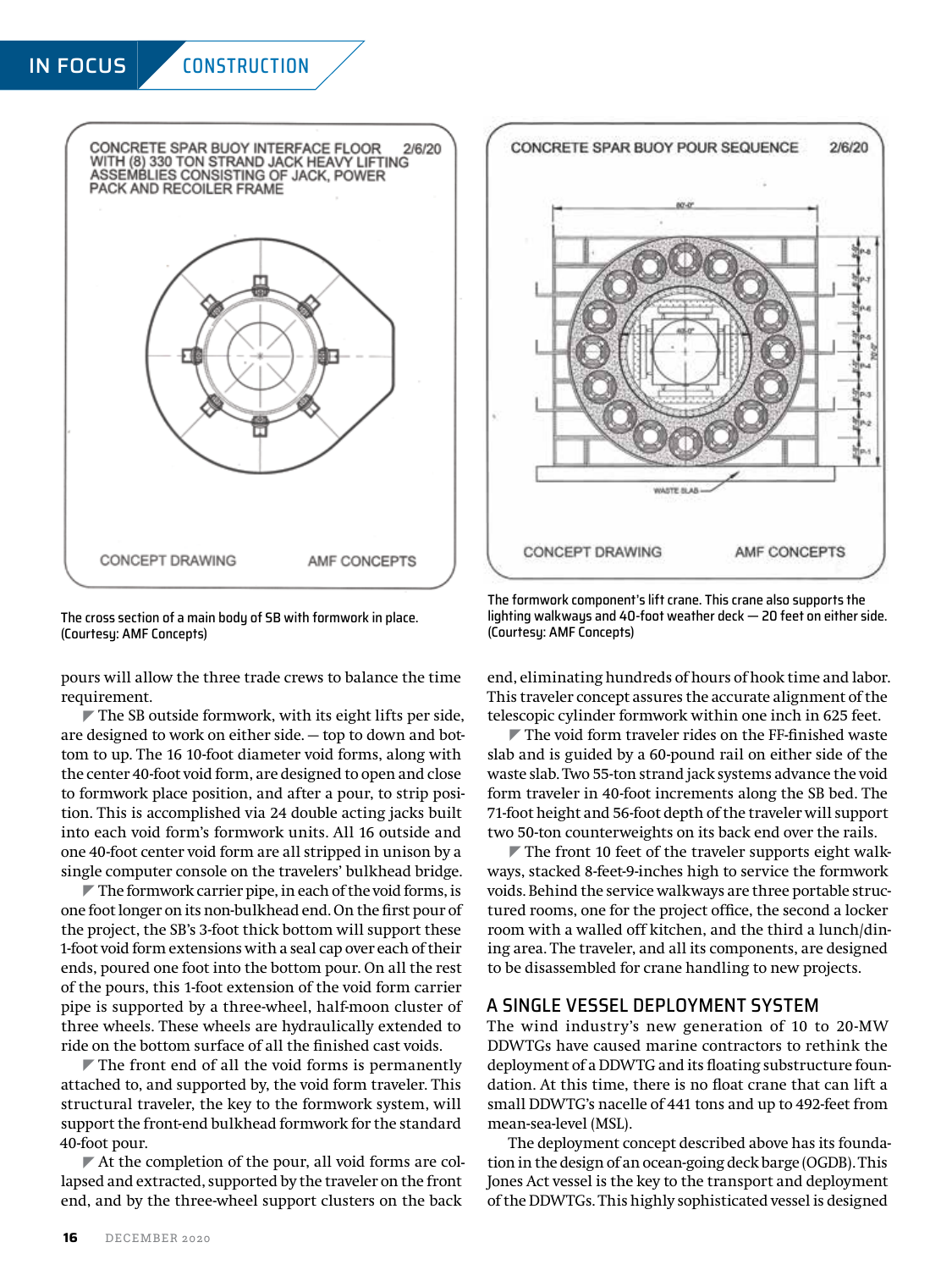CONCRETE SPAR BUOY INTERFACE FLOOR WITH (8) 330 TON STRAND JACK HEAVY LIFTING ASSEMBLIES CONSISTING OF JACK, POWER PACK AND RECOILER FRAME 2/6/20

CONCEPT DRAWING AMF CONCEPTS

The cross section of a main body of SB with formwork in place. (Courtesy: AMF Concepts)

CONCRETE SPAR BUOY POUR SEQUENCE 2/6/20

CONCEPT DRAWING AMF CONCEPTS

The formwork component's lift crane. This crane also supports the lighting walkways and 40-foot weather deck — 20 feet on either side. (Courtesy: AMF Concepts)

pours will allow the three trade crews to balance the time requirement.

The SB outside formwork, with its eight lifts per side, are designed to work on either side. — top to down and bottom to up. The 16 10-foot diameter void forms, along with the center 40-foot void form, are designed to open and close to formwork place position, and after a pour, to strip position. This is accomplished via 24 double acting jacks built into each void form's formwork units. All 16 outside and one 40-foot center void form are all stripped in unison by a single computer console on the travelers' bulkhead bridge.

The formwork carrier pipe, in each of the void forms, is one foot longer on its non-bulkhead end. On the first pour of the project, the SB's 3-foot thick bottom will support these 1-foot void form extensions with a seal cap over each of their ends, poured one foot into the bottom pour. On all the rest of the pours, this 1-foot extension of the void form carrier pipe is supported by a three-wheel, half-moon cluster of three wheels. These wheels are hydraulically extended to ride on the bottom surface of all the finished cast voids.

The front end of all the void forms is permanently attached to, and supported by, the void form traveler. This structural traveler, the key to the formwork system, will support the front-end bulkhead formwork for the standard 40-foot pour.

At the completion of the pour, all void forms are collapsed and extracted, supported by the traveler on the front end, and by the three-wheel support clusters on the back end, eliminating hundreds of hours of hook time and labor. This traveler concept assures the accurate alignment of the telescopic cylinder formwork within one inch in 625 feet.

The void form traveler rides on the FF-finished waste slab and is guided by a 60-pound rail on either side of the waste slab. Two 55-ton strand jack systems advance the void form traveler in 40-foot increments along the SB bed. The 71-foot height and 56-foot depth of the traveler will support two 50-ton counterweights on its back end over the rails.

The front 10 feet of the traveler supports eight walkways, stacked 8-feet-9-inches high to service the formwork voids. Behind the service walkways are three portable structured rooms, one for the project office, the second a locker room with a walled off kitchen, and the third a lunch/dining area. The traveler, and all its components, are designed to be disassembled for crane handling to new projects.

## A SINGLE VESSEL DEPLOYMENT SYSTEM

The wind industry's new generation of 10 to 20-MW DDWTGs have caused marine contractors to rethink the deployment of a DDWTG and its floating substructure foundation. At this time, there is no float crane that can lift a small DDWTG's nacelle of 441 tons and up to 492-feet from mean-sea-level (MSL).

The deployment concept described above has its foundation in the design of an ocean-going deck barge (OGDB). This Jones Act vessel is the key to the transport and deployment of the DDWTGs. This highly sophisticated vessel is designed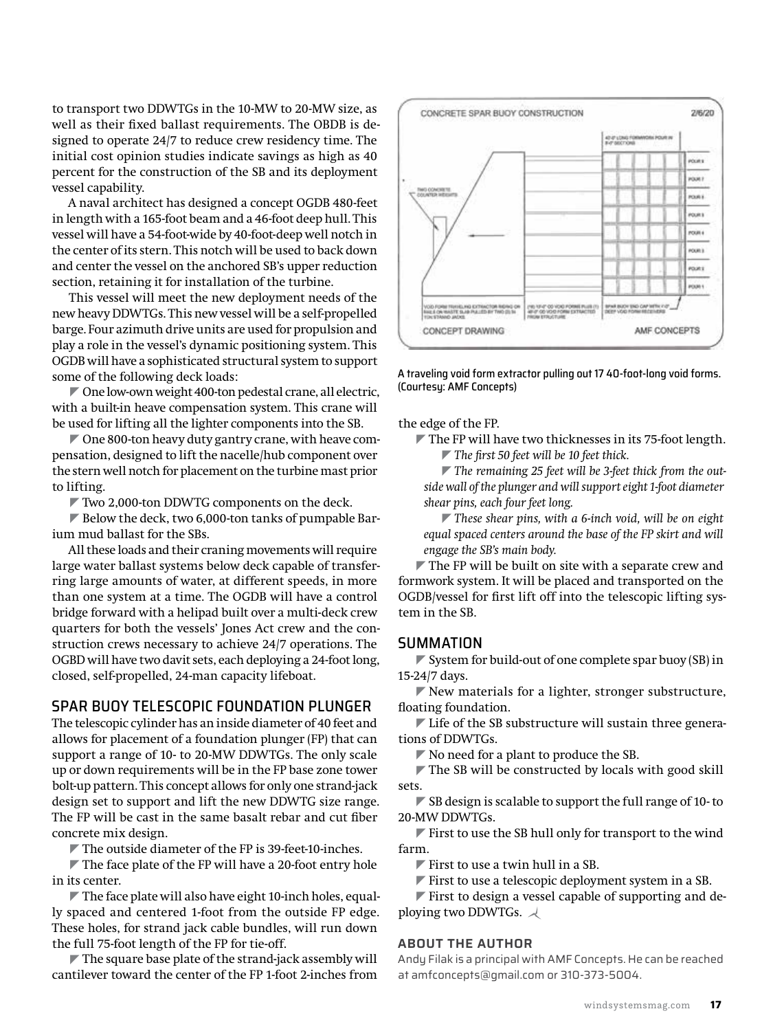to transport two DDWTGs in the 10-MW to 20-MW size, as well as their fixed ballast requirements. The OBDB is designed to operate 24/7 to reduce crew residency time. The initial cost opinion studies indicate savings as high as 40 percent for the construction of the SB and its deployment vessel capability.

A naval architect has designed a concept OGDB 480-feet in length with a 165-foot beam and a 46-foot deep hull. This vessel will have a 54-foot-wide by 40-foot-deep well notch in the center of its stern. This notch will be used to back down and center the vessel on the anchored SB's upper reduction section, retaining it for installation of the turbine.

This vessel will meet the new deployment needs of the new heavy DDWTGs. This new vessel will be a self-propelled barge. Four azimuth drive units are used for propulsion and play a role in the vessel's dynamic positioning system. This OGDB will have a sophisticated structural system to support some of the following deck loads:

- One low-own weight 400-ton pedestal crane, all electric, with a built-in heave compensation system. This crane will be used for lifting all the lighter components into the SB.
- One 800-ton heavy duty gantry crane, with heave compensation, designed to lift the nacelle/hub component over the stern well notch for placement on the turbine mast prior to lifting.
- Two 2,000-ton DDWTG components on the deck.
- Below the deck, two 6,000-ton tanks of pumpable Barium mud ballast for the SBs.

All these loads and their craning movements will require large water ballast systems below deck capable of transferring large amounts of water, at different speeds, in more than one system at a time. The OGDB will have a control bridge forward with a helipad built over a multi-deck crew quarters for both the vessels' Jones Act crew and the construction crews necessary to achieve 24/7 operations. The OGBD will have two davit sets, each deploying a 24-foot long, closed, self-propelled, 24-man capacity lifeboat.

## SPAR BUOY TELESCOPIC FOUNDATION PLUNGER

The telescopic cylinder has an inside diameter of 40 feet and allows for placement of a foundation plunger (FP) that can support a range of 10- to 20-MW DDWTGs. The only scale up or down requirements will be in the FP base zone tower bolt-up pattern. This concept allows for only one strand-jack design set to support and lift the new DDWTG size range. The FP will be cast in the same basalt rebar and cut fiber concrete mix design.

- The outside diameter of the FP is 39-feet-10-inches.
- The face plate of the FP will have a 20-foot entry hole in its center.
- The face plate will also have eight 10-inch holes, equally spaced and centered 1-foot from the outside FP edge. These holes, for strand jack cable bundles, will run down the full 75-foot length of the FP for tie-off.
- The square base plate of the strand-jack assembly will cantilever toward the center of the FP 1-foot 2-inches from the edge of the FP.
- The FP will have two thicknesses in its 75-foot length.
  - *The first 50 feet will be 10 feet thick.*
  - *The remaining 25 feet will be 3-feet thick from the outside wall of the plunger and will support eight 1-foot diameter shear pins, each four feet long.*
  - *These shear pins, with a 6-inch void, will be on eight equal spaced centers around the base of the FP skirt and will engage the SB's main body.*
- The FP will be built on site with a separate crew and formwork system. It will be placed and transported on the OGDB/vessel for first lift off into the telescopic lifting system in the SB.

CONCRETE SPAR BUOY CONSTRUCTION

2/6/20

CONCEPT DRAWING

AMF CONCEPTS

A traveling void form extractor pulling out 17 40-foot-long void forms. (Courtesy: AMF Concepts)

## SUMMATION

- System for build-out of one complete spar buoy (SB) in 15-24/7 days.
- New materials for a lighter, stronger substructure, floating foundation.
- Life of the SB substructure will sustain three generations of DDWTGs.
- No need for a plant to produce the SB.
- The SB will be constructed by locals with good skill sets.
- SB design is scalable to support the full range of 10- to 20-MW DDWTGs.
- First to use the SB hull only for transport to the wind farm.
- First to use a twin hull in a SB.
- First to use a telescopic deployment system in a SB.
- First to design a vessel capable of supporting and deploying two DDWTGs.

### ABOUT THE AUTHOR

Andy Filak is a principal with AMF Concepts. He can be reached at amfconcepts@gmail.com or 310-373-5004.